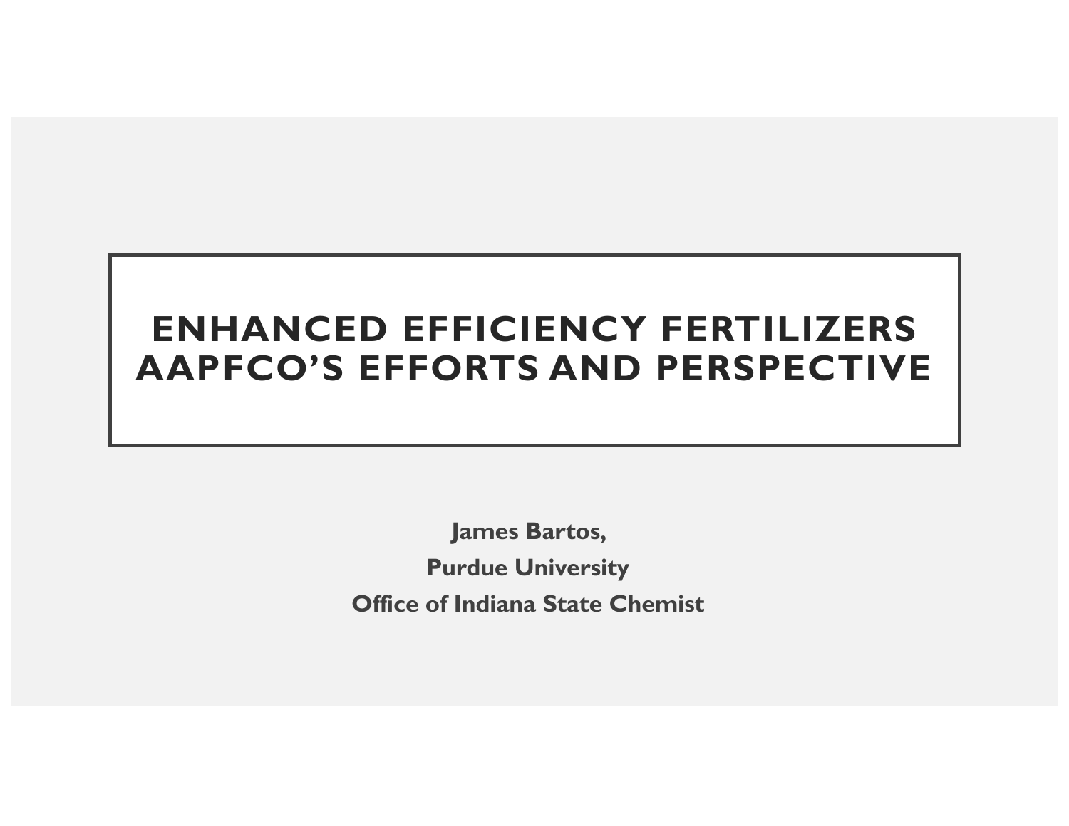# ENHANCED EFFICIENCY FERTILIZERS AAPFCO'S EFFORTS AND PERSPECTIVE

**James Bartos,**

**Purdue University**

**Office of Indiana State Chemist**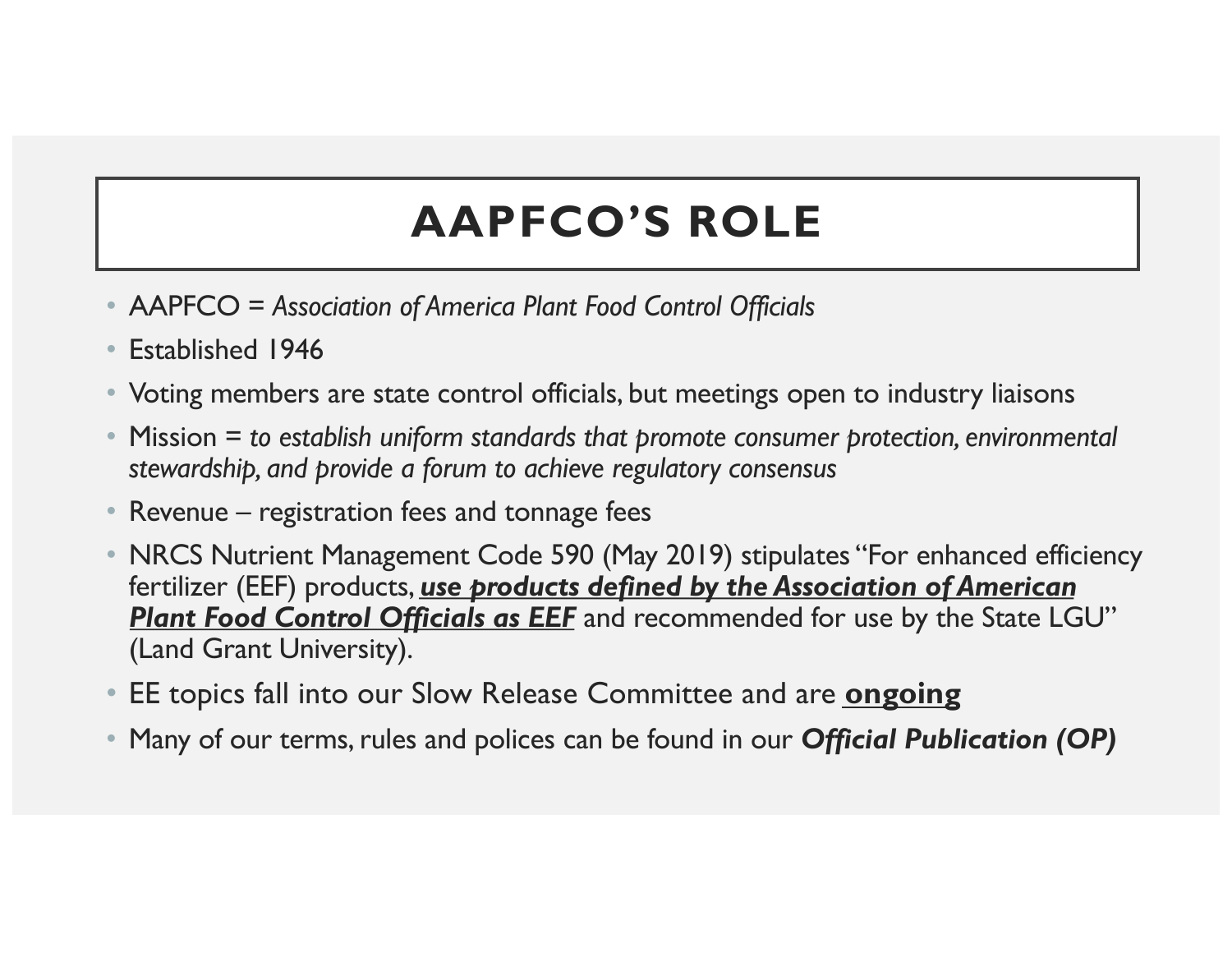# AAPFCO'S ROLE

- AAPFCO = *Association of America Plant Food Control Officials*
- Established 1946
- Voting members are state control officials, but meetings open to industry liaisons
- Mission = *to establish uniform standards that promote consumer protection, environmental stewardship, and provide a forum to achieve regulatory consensus*
- Revenue – registration fees and tonnage fees
- NRCS Nutrient Management Code 590 (May 2019) stipulates "For enhanced efficiency fertilizer (EEF) products, ***<u>use products defined by the Association of American Plant Food Control Officials as EEF</u>*** and recommended for use by the State LGU" (Land Grant University).
- EE topics fall into our Slow Release Committee and are **<u>ongoing</u>**
- Many of our terms, rules and polices can be found in our ***Official Publication (OP)***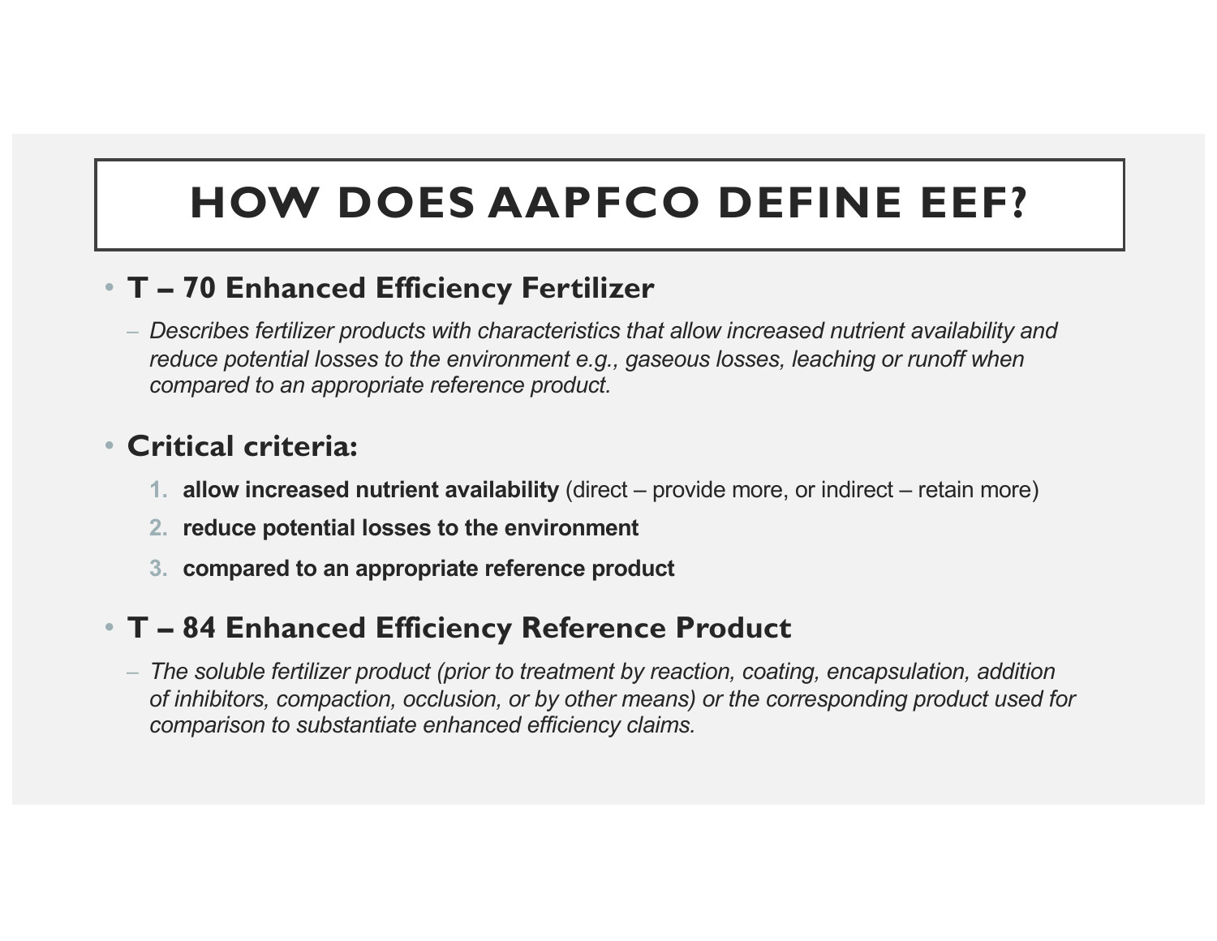# HOW DOES AAPFCO DEFINE EEF?

- **T – 70 Enhanced Efficiency Fertilizer**
  - *Describes fertilizer products with characteristics that allow increased nutrient availability and reduce potential losses to the environment e.g., gaseous losses, leaching or runoff when compared to an appropriate reference product.*

- **Critical criteria:**
  1. **allow increased nutrient availability** (direct – provide more, or indirect – retain more)
  2. **reduce potential losses to the environment**
  3. **compared to an appropriate reference product**

- **T – 84 Enhanced Efficiency Reference Product**
  - *The soluble fertilizer product (prior to treatment by reaction, coating, encapsulation, addition of inhibitors, compaction, occlusion, or by other means) or the corresponding product used for comparison to substantiate enhanced efficiency claims.*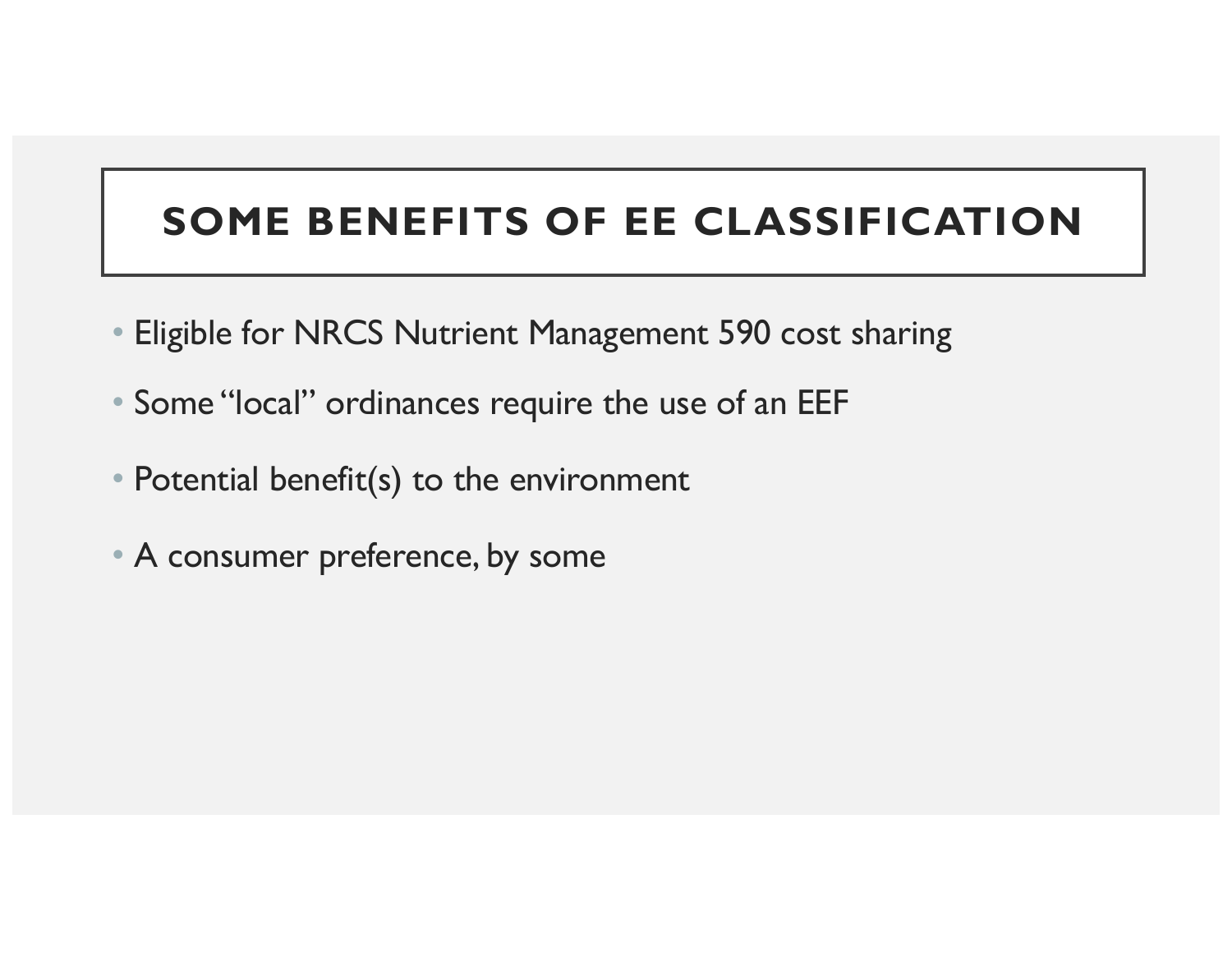# SOME BENEFITS OF EE CLASSIFICATION

- Eligible for NRCS Nutrient Management 590 cost sharing
- Some "local" ordinances require the use of an EEF
- Potential benefit(s) to the environment
- A consumer preference, by some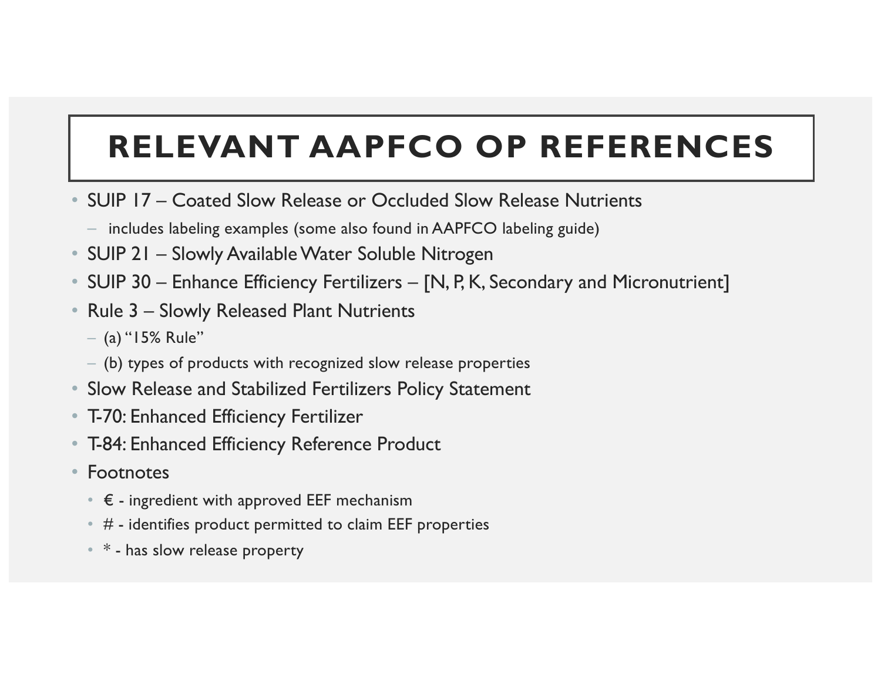# RELEVANT AAPFCO OP REFERENCES

- SUIP 17 – Coated Slow Release or Occluded Slow Release Nutrients
  - includes labeling examples (some also found in AAPFCO labeling guide)
- SUIP 21 – Slowly Available Water Soluble Nitrogen
- SUIP 30 – Enhance Efficiency Fertilizers – [N, P, K, Secondary and Micronutrient]
- Rule 3 – Slowly Released Plant Nutrients
  - (a) "15% Rule"
  - (b) types of products with recognized slow release properties
- Slow Release and Stabilized Fertilizers Policy Statement
- T-70: Enhanced Efficiency Fertilizer
- T-84: Enhanced Efficiency Reference Product
- Footnotes
  - € - ingredient with approved EEF mechanism
  - # - identifies product permitted to claim EEF properties
  - * - has slow release property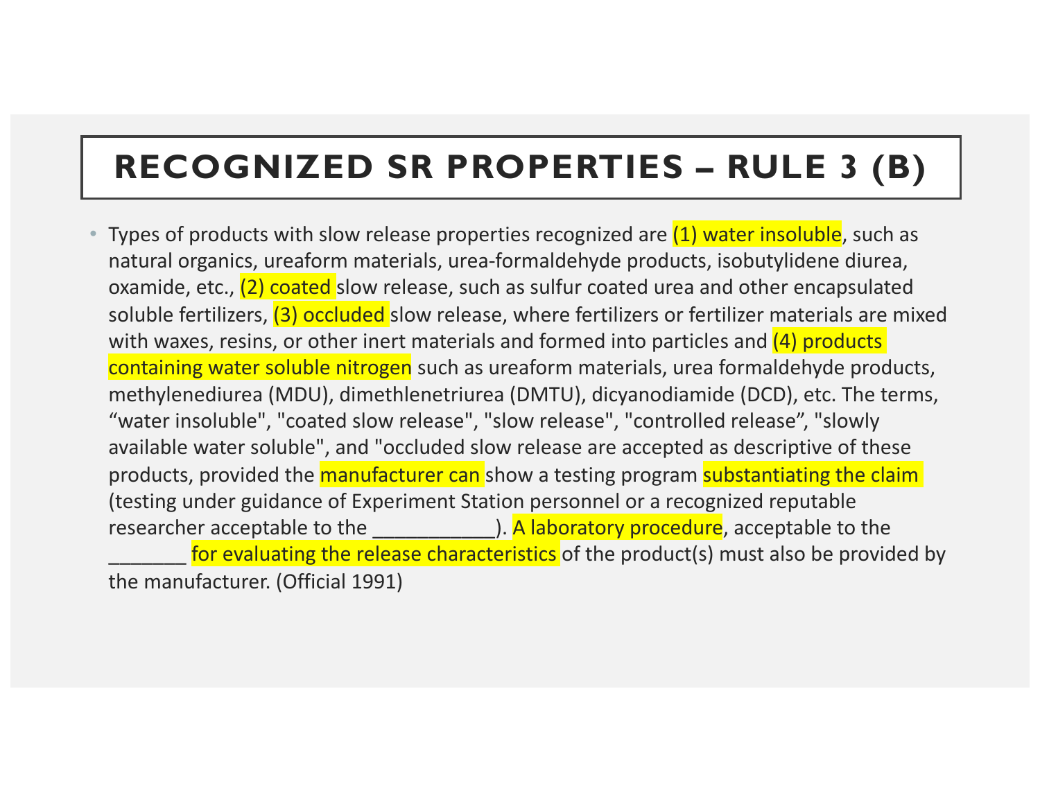# RECOGNIZED SR PROPERTIES – RULE 3 (B)

- Types of products with slow release properties recognized are (1) water insoluble, such as natural organics, ureaform materials, urea-formaldehyde products, isobutylidene diurea, oxamide, etc., (2) coated slow release, such as sulfur coated urea and other encapsulated soluble fertilizers, (3) occluded slow release, where fertilizers or fertilizer materials are mixed with waxes, resins, or other inert materials and formed into particles and (4) products containing water soluble nitrogen such as ureaform materials, urea formaldehyde products, methylenediurea (MDU), dimethlenetriurea (DMTU), dicyanodiamide (DCD), etc. The terms, “water insoluble", "coated slow release", "slow release", "controlled release”, "slowly available water soluble", and "occluded slow release are accepted as descriptive of these products, provided the manufacturer can show a testing program substantiating the claim (testing under guidance of Experiment Station personnel or a recognized reputable researcher acceptable to the ___________). A laboratory procedure, acceptable to the _______ for evaluating the release characteristics of the product(s) must also be provided by the manufacturer. (Official 1991)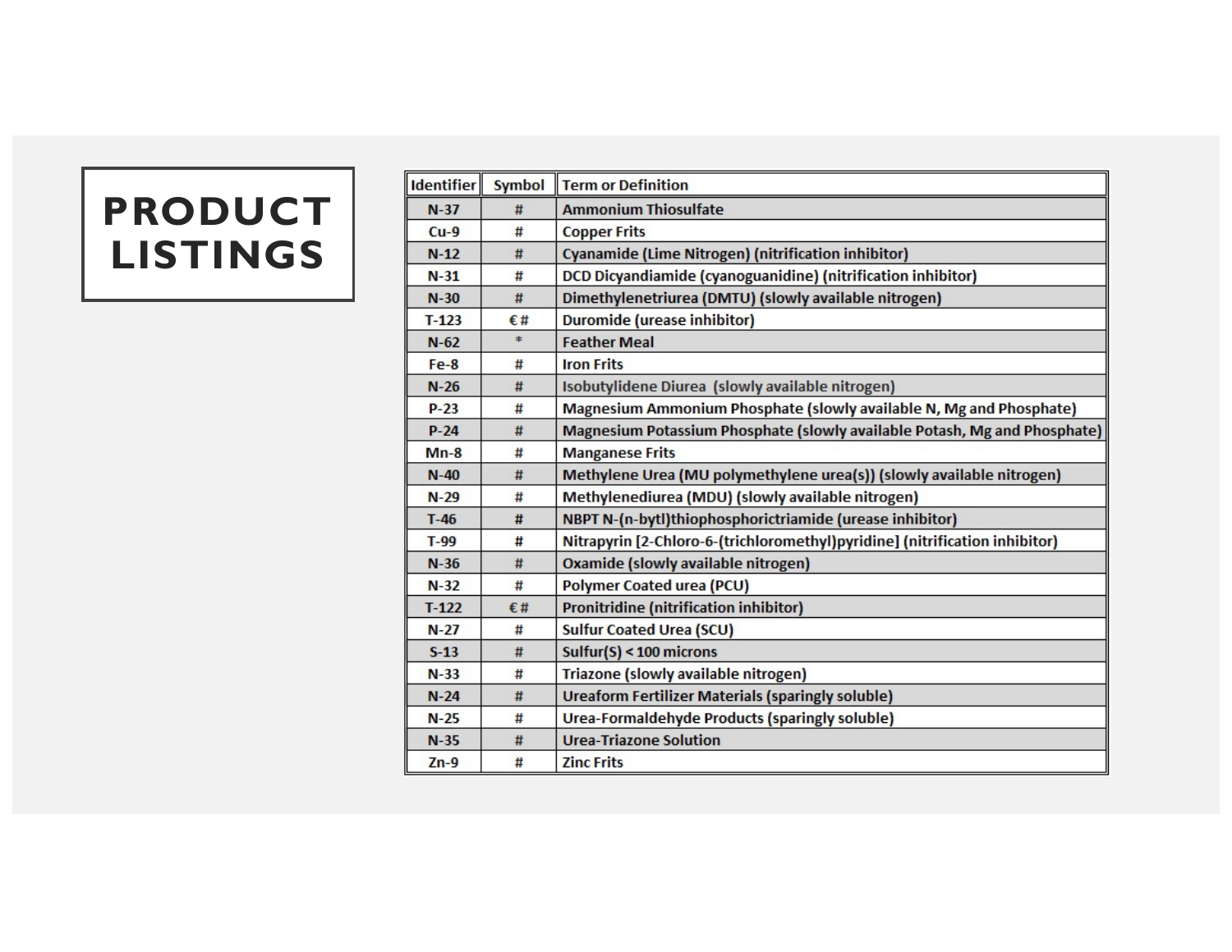# PRODUCT LISTINGS

| Identifier | Symbol | Term or Definition |
|---|---|---|
| N-37 | # | Ammonium Thiosulfate |
| Cu-9 | # | Copper Frits |
| N-12 | # | Cyanamide (Lime Nitrogen) (nitrification inhibitor) |
| N-31 | # | DCD Dicyandiamide (cyanoguanidine) (nitrification inhibitor) |
| N-30 | # | Dimethylenetriurea (DMTU) (slowly available nitrogen) |
| T-123 | € # | Duromide (urease inhibitor) |
| N-62 | * | Feather Meal |
| Fe-8 | # | Iron Frits |
| N-26 | # | Isobutylidene Diurea (slowly available nitrogen) |
| P-23 | # | Magnesium Ammonium Phosphate (slowly available N, Mg and Phosphate) |
| P-24 | # | Magnesium Potassium Phosphate (slowly available Potash, Mg and Phosphate) |
| Mn-8 | # | Manganese Frits |
| N-40 | # | Methylene Urea (MU polymethylene urea(s)) (slowly available nitrogen) |
| N-29 | # | Methylenediurea (MDU) (slowly available nitrogen) |
| T-46 | # | NBPT N-(n-bytl)thiophosphorictriamide (urease inhibitor) |
| T-99 | # | Nitrapyrin [2-Chloro-6-(trichloromethyl)pyridine] (nitrification inhibitor) |
| N-36 | # | Oxamide (slowly available nitrogen) |
| N-32 | # | Polymer Coated urea (PCU) |
| T-122 | € # | Pronitridine (nitrification inhibitor) |
| N-27 | # | Sulfur Coated Urea (SCU) |
| S-13 | # | Sulfur(S) < 100 microns |
| N-33 | # | Triazone (slowly available nitrogen) |
| N-24 | # | Ureaform Fertilizer Materials (sparingly soluble) |
| N-25 | # | Urea-Formaldehyde Products (sparingly soluble) |
| N-35 | # | Urea-Triazone Solution |
| Zn-9 | # | Zinc Frits |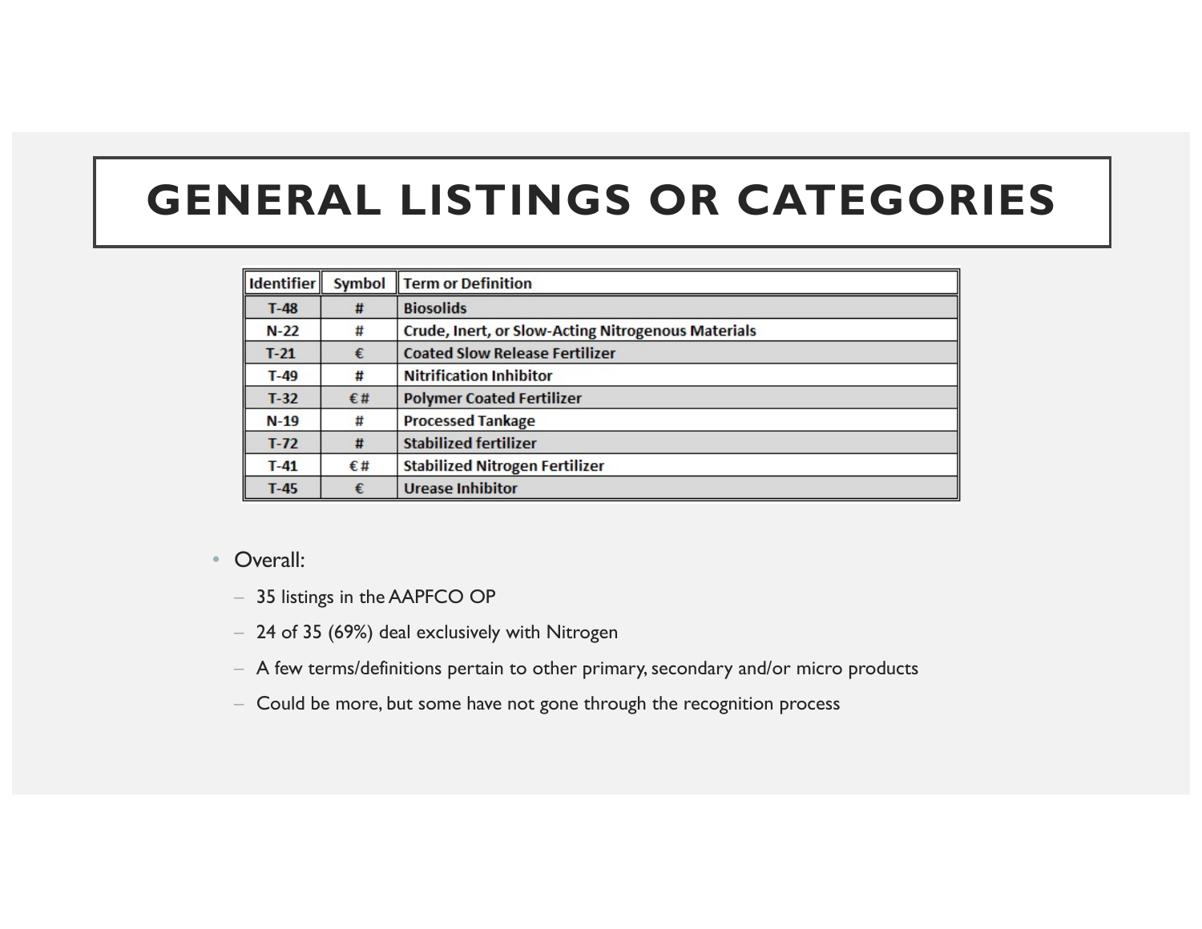# GENERAL LISTINGS OR CATEGORIES

| Identifier | Symbol | Term or Definition |
|---|---|---|
| T-48 | # | Biosolids |
| N-22 | # | Crude, Inert, or Slow-Acting Nitrogenous Materials |
| T-21 | € | Coated Slow Release Fertilizer |
| T-49 | # | Nitrification Inhibitor |
| T-32 | € # | Polymer Coated Fertilizer |
| N-19 | # | Processed Tankage |
| T-72 | # | Stabilized fertilizer |
| T-41 | € # | Stabilized Nitrogen Fertilizer |
| T-45 | € | Urease Inhibitor |

- Overall:
  - 35 listings in the AAPFCO OP
  - 24 of 35 (69%) deal exclusively with Nitrogen
  - A few terms/definitions pertain to other primary, secondary and/or micro products
  - Could be more, but some have not gone through the recognition process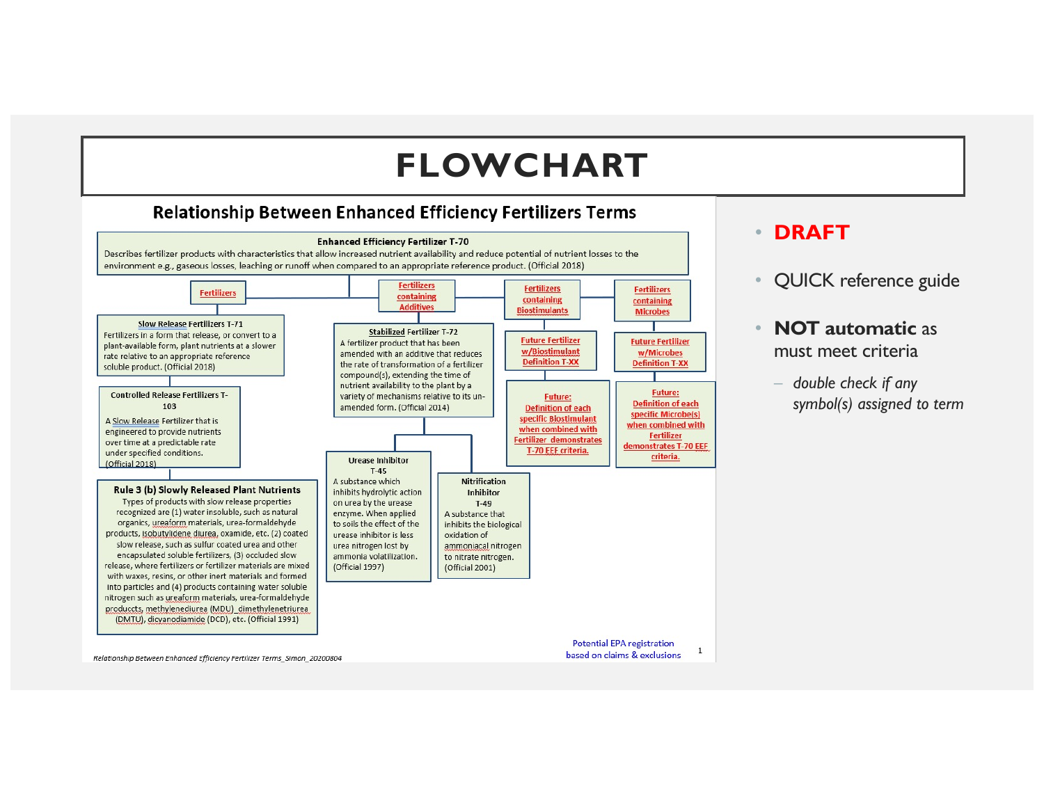# FLOWCHART

## Relationship Between Enhanced Efficiency Fertilizers Terms

**Enhanced Efficiency Fertilizer T-70**

Describes fertilizer products with characteristics that allow increased nutrient availability and reduce potential of nutrient losses to the environment e.g., gaseous losses, leaching or runoff when compared to an appropriate reference product. (Official 2018)

**Fertilizers**

**Slow Release Fertilizers T-71**
Fertilizers in a form that release, or convert to a plant-available form, plant nutrients at a slower rate relative to an appropriate reference soluble product. (Official 2018)

**Controlled Release Fertilizers T-103**
A Slow Release Fertilizer that is engineered to provide nutrients over time at a predictable rate under specified conditions. (Official 2018)

**Rule 3 (b) Slowly Released Plant Nutrients**
Types of products with slow release properties recognized are (1) water insoluble, such as natural organics, ureaform materials, urea-formaldehyde products, isobutylidene diurea, oxamide, etc. (2) coated slow release, such as sulfur coated urea and other encapsulated soluble fertilizers, (3) occluded slow release, where fertilizers or fertilizer materials are mixed with waxes, resins, or other inert materials and formed into particles and (4) products containing water soluble nitrogen such as ureaform materials, urea-formaldehyde producets, methylenediurea (MDU), dimethylenetriurea (DMTU), dicyanodiamide (DCD), etc. (Official 1991)

**Fertilizers containing Additives**

**Stabilized Fertilizer T-72**
A fertilizer product that has been amended with an additive that reduces the rate of transformation of a fertilizer compound(s), extending the time of nutrient availability to the plant by a variety of mechanisms relative to its un-amended form. (Official 2014)

**Urease Inhibitor T-45**
A substance which inhibits hydrolytic action on urea by the urease enzyme. When applied to soils the effect of the urease inhibitor is less urea nitrogen lost by ammonia volatilization. (Official 1997)

**Nitrification Inhibitor T-49**
A substance that inhibits the biological oxidation of ammoniacal nitrogen to nitrate nitrogen. (Official 2001)

**Fertilizers containing Biostimulants**

**Future Fertilizer w/Biostimulant Definition T-XX**

**Future: Definition of each specific Biostimulant when combined with Fertilizer demonstrates T-70 EEF criteria.**

**Fertilizers containing Microbes**

**Future Fertilizer w/Microbes Definition T-XX**

**Future: Definition of each specific Microbe(s) when combined with Fertilizer demonstrates T-70 EEF criteria.**

Potential EPA registration based on claims & exclusions

*Relationship Between Enhanced Efficiency Fertilizer Terms_Simon_20200804*

- **DRAFT**
- QUICK reference guide
- **NOT automatic** as must meet criteria
  - *double check if any symbol(s) assigned to term*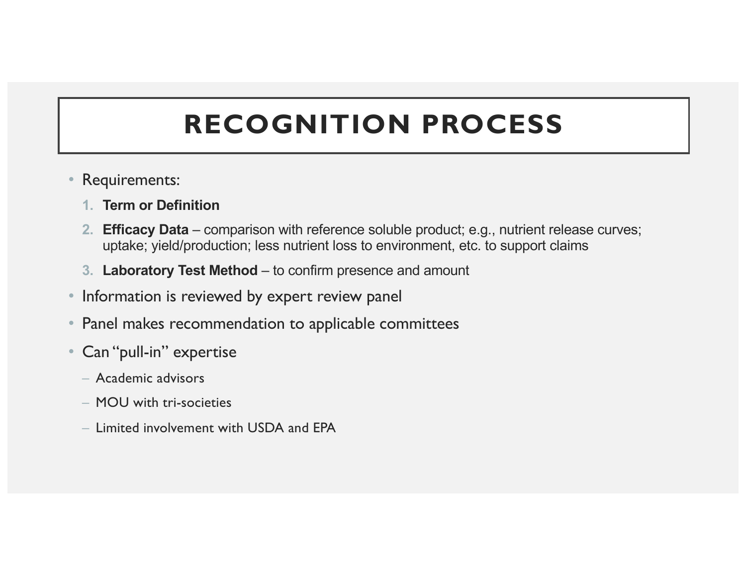# RECOGNITION PROCESS

- Requirements:
  1. **Term or Definition**
  2. **Efficacy Data** – comparison with reference soluble product; e.g., nutrient release curves; uptake; yield/production; less nutrient loss to environment, etc. to support claims
  3. **Laboratory Test Method** – to confirm presence and amount
- Information is reviewed by expert review panel
- Panel makes recommendation to applicable committees
- Can "pull-in" expertise
  - Academic advisors
  - MOU with tri-societies
  - Limited involvement with USDA and EPA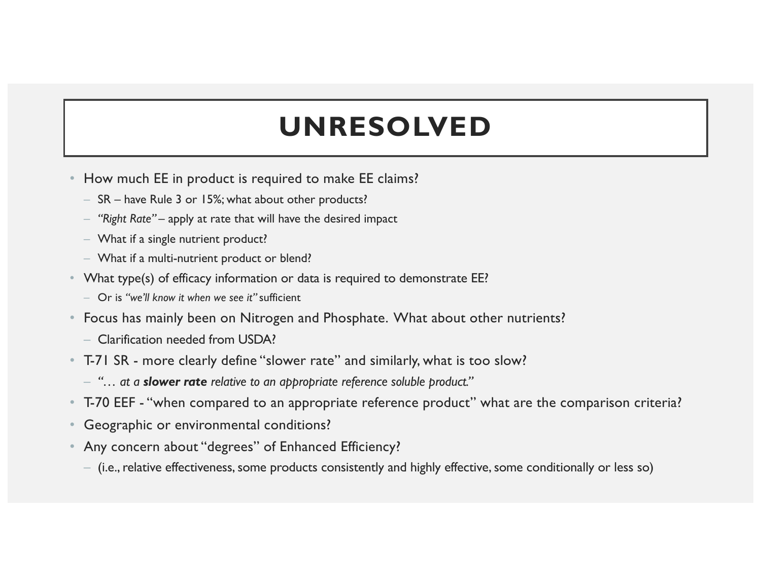# UNRESOLVED

- How much EE in product is required to make EE claims?
  - SR – have Rule 3 or 15%; what about other products?
  - *"Right Rate"* – apply at rate that will have the desired impact
  - What if a single nutrient product?
  - What if a multi-nutrient product or blend?
- What type(s) of efficacy information or data is required to demonstrate EE?
  - Or is *"we'll know it when we see it"* sufficient
- Focus has mainly been on Nitrogen and Phosphate. What about other nutrients?
  - Clarification needed from USDA?
- T-71 SR - more clearly define "slower rate" and similarly, what is too slow?
  - *"… at a **slower rate** relative to an appropriate reference soluble product."*
- T-70 EEF - "when compared to an appropriate reference product" what are the comparison criteria?
- Geographic or environmental conditions?
- Any concern about "degrees" of Enhanced Efficiency?
  - (i.e., relative effectiveness, some products consistently and highly effective, some conditionally or less so)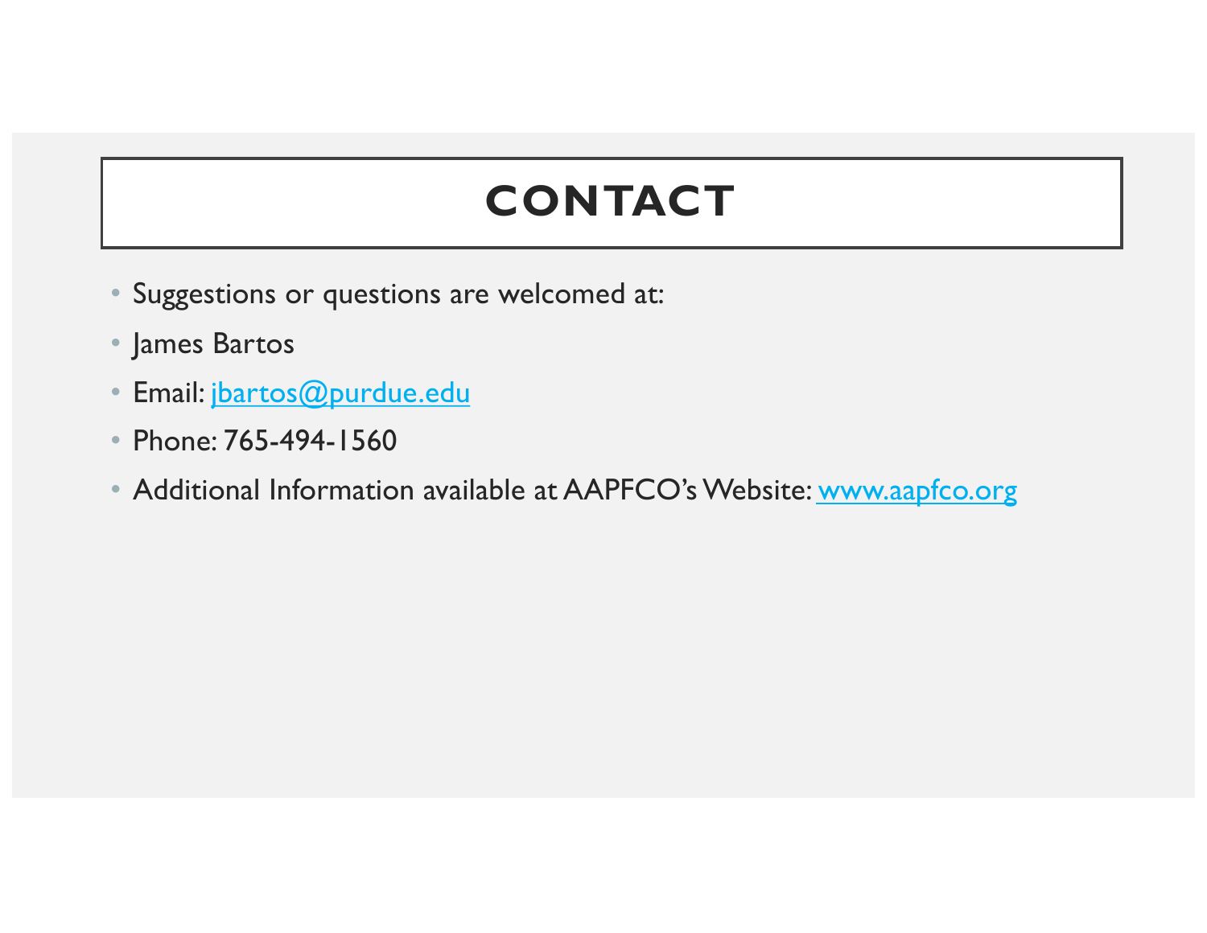# CONTACT

- Suggestions or questions are welcomed at:
- James Bartos
- Email: jbartos@purdue.edu
- Phone: 765-494-1560
- Additional Information available at AAPFCO's Website: www.aapfco.org